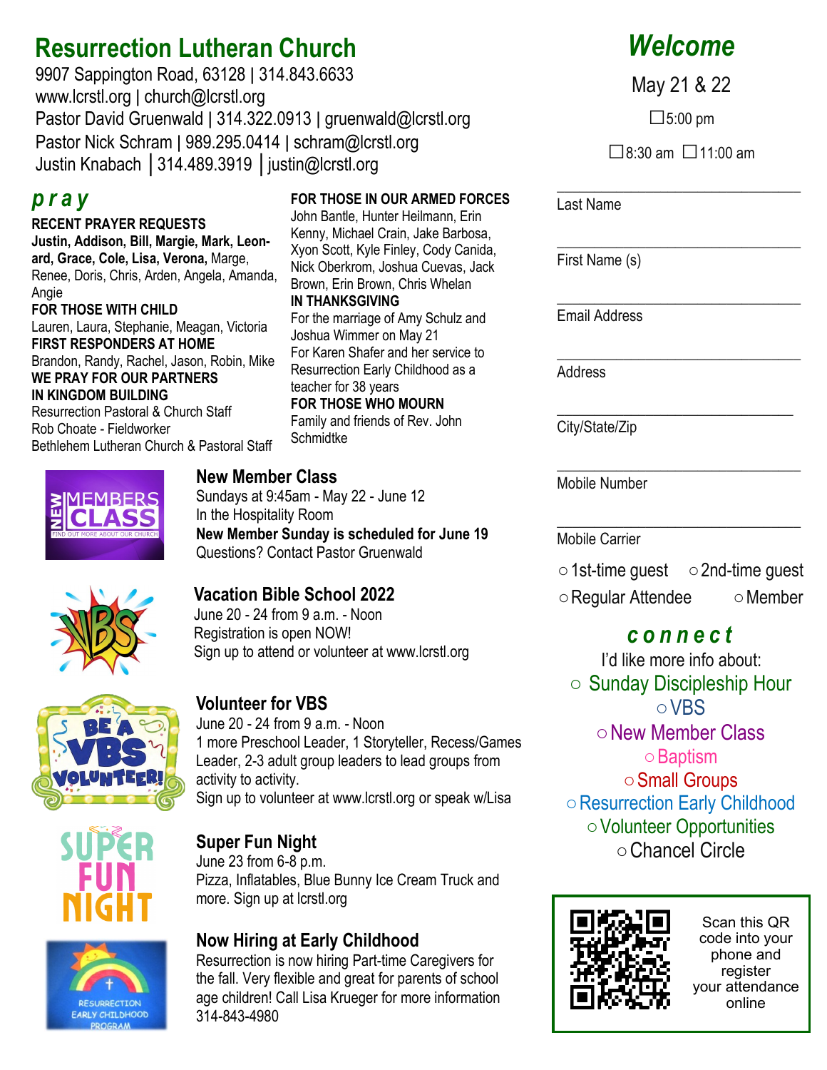# Resurrection Lutheran Church

9907 Sappington Road, 63128 | 314.843.6633
www.lcrstl.org | church@lcrstl.org
Pastor David Gruenwald | 314.322.0913 | gruenwald@lcrstl.org
Pastor Nick Schram | 989.295.0414 | schram@lcrstl.org
Justin Knabach | 314.489.3919 | justin@lcrstl.org

## *pray*

**RECENT PRAYER REQUESTS**
**Justin, Addison, Bill, Margie, Mark, Leonard, Grace, Cole, Lisa, Verona,** Marge, Renee, Doris, Chris, Arden, Angela, Amanda, Angie

**FOR THOSE WITH CHILD**
Lauren, Laura, Stephanie, Meagan, Victoria

**FIRST RESPONDERS AT HOME**
Brandon, Randy, Rachel, Jason, Robin, Mike

**WE PRAY FOR OUR PARTNERS IN KINGDOM BUILDING**
Resurrection Pastoral & Church Staff
Rob Choate - Fieldworker
Bethlehem Lutheran Church & Pastoral Staff

**FOR THOSE IN OUR ARMED FORCES**
John Bantle, Hunter Heilmann, Erin Kenny, Michael Crain, Jake Barbosa, Xyon Scott, Kyle Finley, Cody Canida, Nick Oberkrom, Joshua Cuevas, Jack Brown, Erin Brown, Chris Whelan

**IN THANKSGIVING**
For the marriage of Amy Schulz and Joshua Wimmer on May 21
For Karen Shafer and her service to Resurrection Early Childhood as a teacher for 38 years

**FOR THOSE WHO MOURN**
Family and friends of Rev. John Schmidtke

### New Member Class

Sundays at 9:45am - May 22 - June 12
In the Hospitality Room
**New Member Sunday is scheduled for June 19**
Questions? Contact Pastor Gruenwald

### Vacation Bible School 2022

June 20 - 24 from 9 a.m. - Noon
Registration is open NOW!
Sign up to attend or volunteer at www.lcrstl.org

### Volunteer for VBS

June 20 - 24 from 9 a.m. - Noon
1 more Preschool Leader, 1 Storyteller, Recess/Games Leader, 2-3 adult group leaders to lead groups from activity to activity.
Sign up to volunteer at www.lcrstl.org or speak w/Lisa

### Super Fun Night

June 23 from 6-8 p.m.
Pizza, Inflatables, Blue Bunny Ice Cream Truck and more. Sign up at lcrstl.org

### Now Hiring at Early Childhood

Resurrection is now hiring Part-time Caregivers for the fall. Very flexible and great for parents of school age children! Call Lisa Krueger for more information 314-843-4980

## *Welcome*

May 21 & 22

☐5:00 pm

☐8:30 am ☐11:00 am

Last Name: ______________________

First Name (s): ______________________

Email Address: ______________________

Address: ______________________

City/State/Zip: ______________________

Mobile Number: ______________________

Mobile Carrier: ______________________

○ 1st-time guest ○ 2nd-time guest
○ Regular Attendee ○ Member

## *connect*

I'd like more info about:

○ Sunday Discipleship Hour
○ VBS
○ New Member Class
○ Baptism
○ Small Groups
○ Resurrection Early Childhood
○ Volunteer Opportunities
○ Chancel Circle

Scan this QR code into your phone and register your attendance online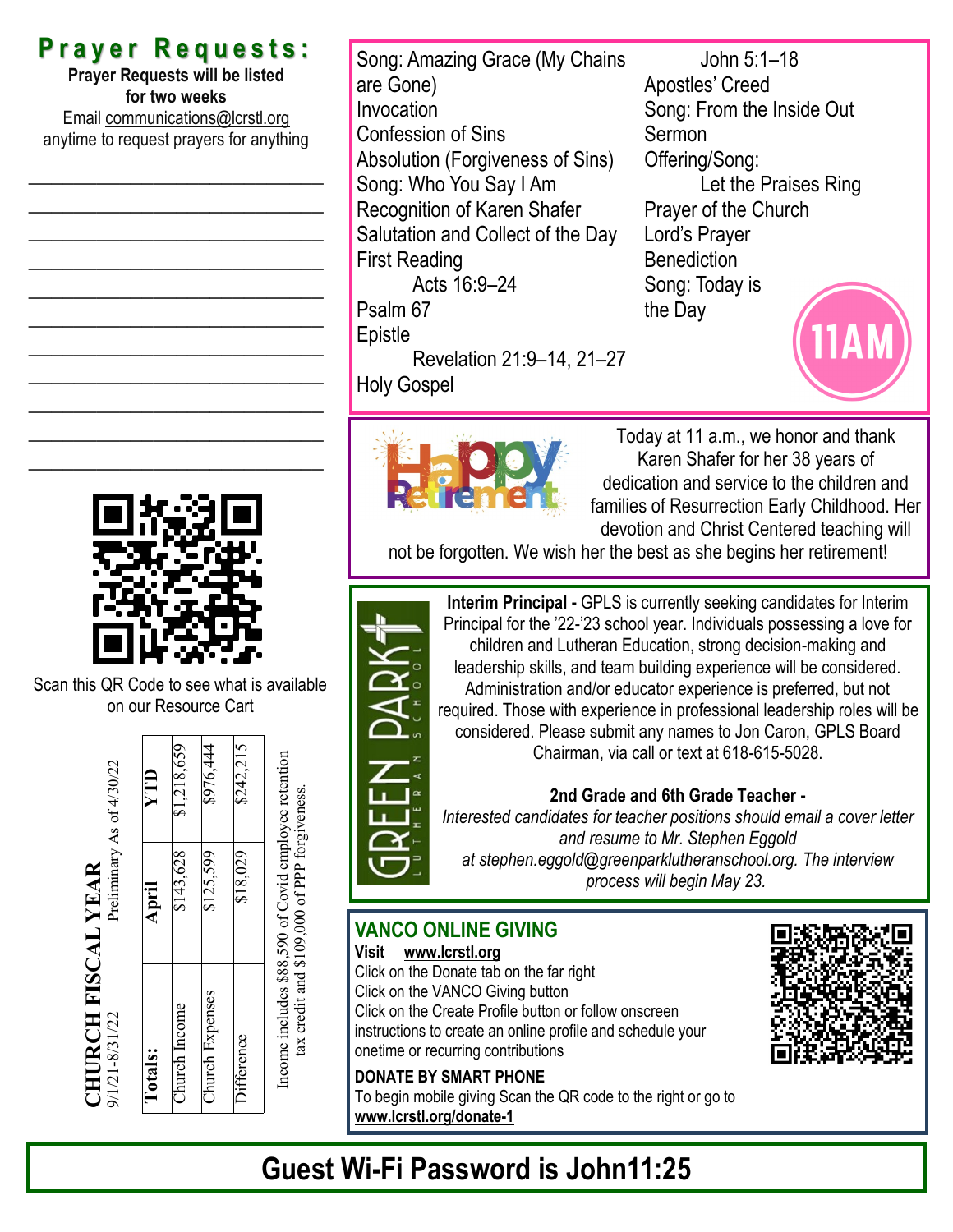# Prayer Requests:

**Prayer Requests will be listed for two weeks**

Email communications@lcrstl.org anytime to request prayers for anything

Scan this QR Code to see what is available on our Resource Cart

**CHURCH FISCAL YEAR**
9/1/21-8/31/22
Preliminary As of 4/30/22

| **Totals:** | **April** | **YTD** |
|---|---|---|
| Church Income | $143,628 | $1,218,659 |
| Church Expenses | $125,599 | $976,444 |
| Difference | $18,029 | $242,215 |

Income includes $88,590 of Covid employee retention tax credit and $109,000 of PPP forgiveness.

Song: Amazing Grace (My Chains are Gone)
Invocation
Confession of Sins
Absolution (Forgiveness of Sins)
Song: Who You Say I Am
Recognition of Karen Shafer
Salutation and Collect of the Day
First Reading
Acts 16:9–24
Psalm 67
Epistle
Revelation 21:9–14, 21–27
Holy Gospel
John 5:1–18
Apostles' Creed
Song: From the Inside Out
Sermon
Offering/Song:
Let the Praises Ring
Prayer of the Church
Lord's Prayer
Benediction
Song: Today is the Day

11AM

Happy Retirement

Today at 11 a.m., we honor and thank Karen Shafer for her 38 years of dedication and service to the children and families of Resurrection Early Childhood. Her devotion and Christ Centered teaching will not be forgotten. We wish her the best as she begins her retirement!

GREEN PARK LUTHERAN SCHOOL

**Interim Principal -** GPLS is currently seeking candidates for Interim Principal for the '22-'23 school year. Individuals possessing a love for children and Lutheran Education, strong decision-making and leadership skills, and team building experience will be considered. Administration and/or educator experience is preferred, but not required. Those with experience in professional leadership roles will be considered. Please submit any names to Jon Caron, GPLS Board Chairman, via call or text at 618-615-5028.

**2nd Grade and 6th Grade Teacher -**
*Interested candidates for teacher positions should email a cover letter and resume to Mr. Stephen Eggold at stephen.eggold@greenparklutheranschool.org. The interview process will begin May 23.*

## VANCO ONLINE GIVING

**Visit** **www.lcrstl.org**
Click on the Donate tab on the far right
Click on the VANCO Giving button
Click on the Create Profile button or follow onscreen instructions to create an online profile and schedule your onetime or recurring contributions

**DONATE BY SMART PHONE**
To begin mobile giving Scan the QR code to the right or go to **www.lcrstl.org/donate-1**

# Guest Wi-Fi Password is John11:25